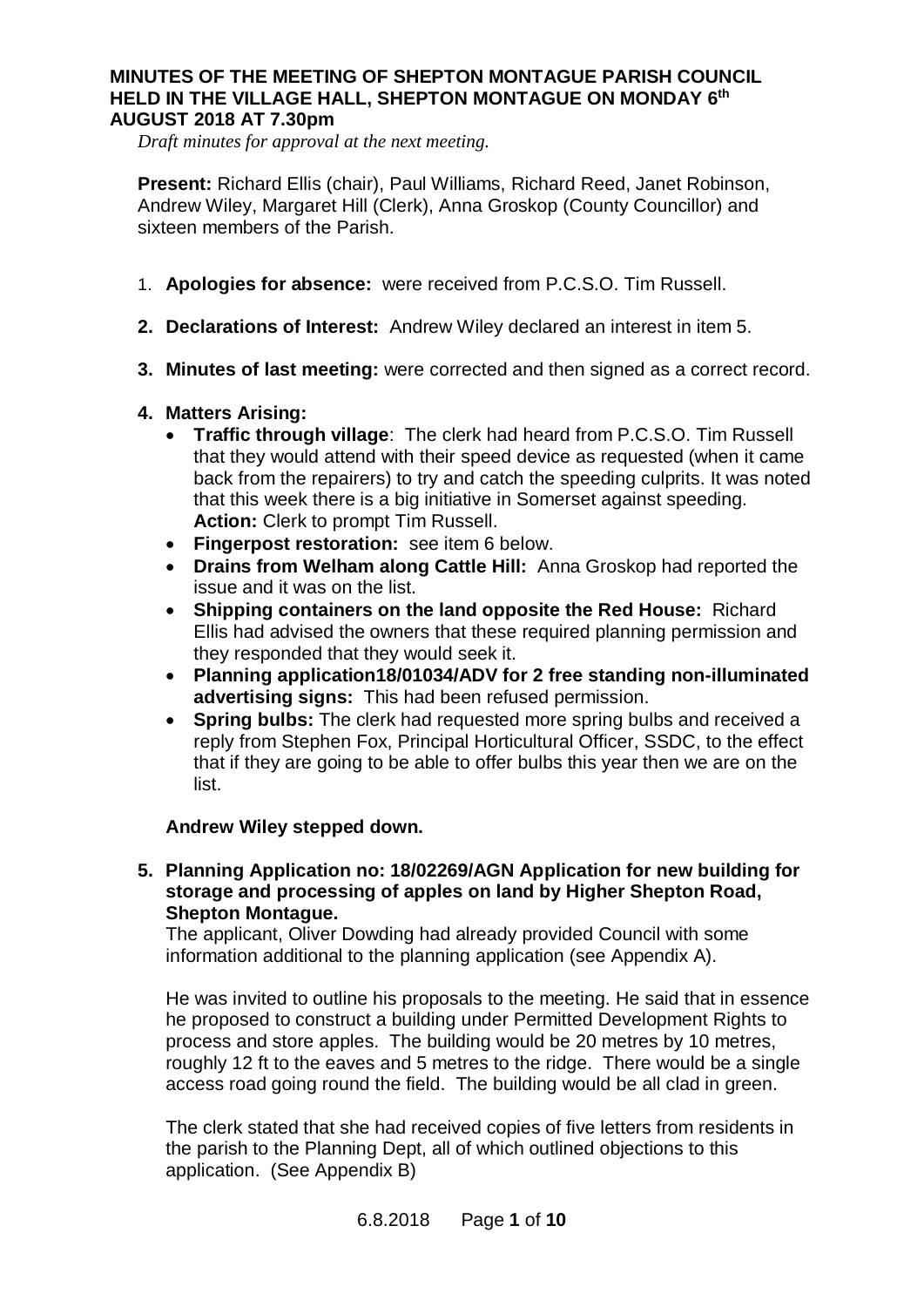# MINUTES OF THE MEETING OF SHEPTON MONTAGUE PARISH COUNCIL HELD IN THE VILLAGE HALL, SHEPTON MONTAGUE ON MONDAY 6th AUGUST 2018 AT 7.30pm

*Draft minutes for approval at the next meeting.*

**Present:** Richard Ellis (chair), Paul Williams, Richard Reed, Janet Robinson, Andrew Wiley, Margaret Hill (Clerk), Anna Groskop (County Councillor) and sixteen members of the Parish.

1. **Apologies for absence:** were received from P.C.S.O. Tim Russell.

2. **Declarations of Interest:** Andrew Wiley declared an interest in item 5.

3. **Minutes of last meeting:** were corrected and then signed as a correct record.

4. **Matters Arising:**
   - **Traffic through village**: The clerk had heard from P.C.S.O. Tim Russell that they would attend with their speed device as requested (when it came back from the repairers) to try and catch the speeding culprits. It was noted that this week there is a big initiative in Somerset against speeding. **Action:** Clerk to prompt Tim Russell.
   - **Fingerpost restoration:** see item 6 below.
   - **Drains from Welham along Cattle Hill:** Anna Groskop had reported the issue and it was on the list.
   - **Shipping containers on the land opposite the Red House:** Richard Ellis had advised the owners that these required planning permission and they responded that they would seek it.
   - **Planning application18/01034/ADV for 2 free standing non-illuminated advertising signs:** This had been refused permission.
   - **Spring bulbs:** The clerk had requested more spring bulbs and received a reply from Stephen Fox, Principal Horticultural Officer, SSDC, to the effect that if they are going to be able to offer bulbs this year then we are on the list.

**Andrew Wiley stepped down.**

5. **Planning Application no: 18/02269/AGN Application for new building for storage and processing of apples on land by Higher Shepton Road, Shepton Montague.**

   The applicant, Oliver Dowding had already provided Council with some information additional to the planning application (see Appendix A).

   He was invited to outline his proposals to the meeting. He said that in essence he proposed to construct a building under Permitted Development Rights to process and store apples. The building would be 20 metres by 10 metres, roughly 12 ft to the eaves and 5 metres to the ridge. There would be a single access road going round the field. The building would be all clad in green.

   The clerk stated that she had received copies of five letters from residents in the parish to the Planning Dept, all of which outlined objections to this application. (See Appendix B)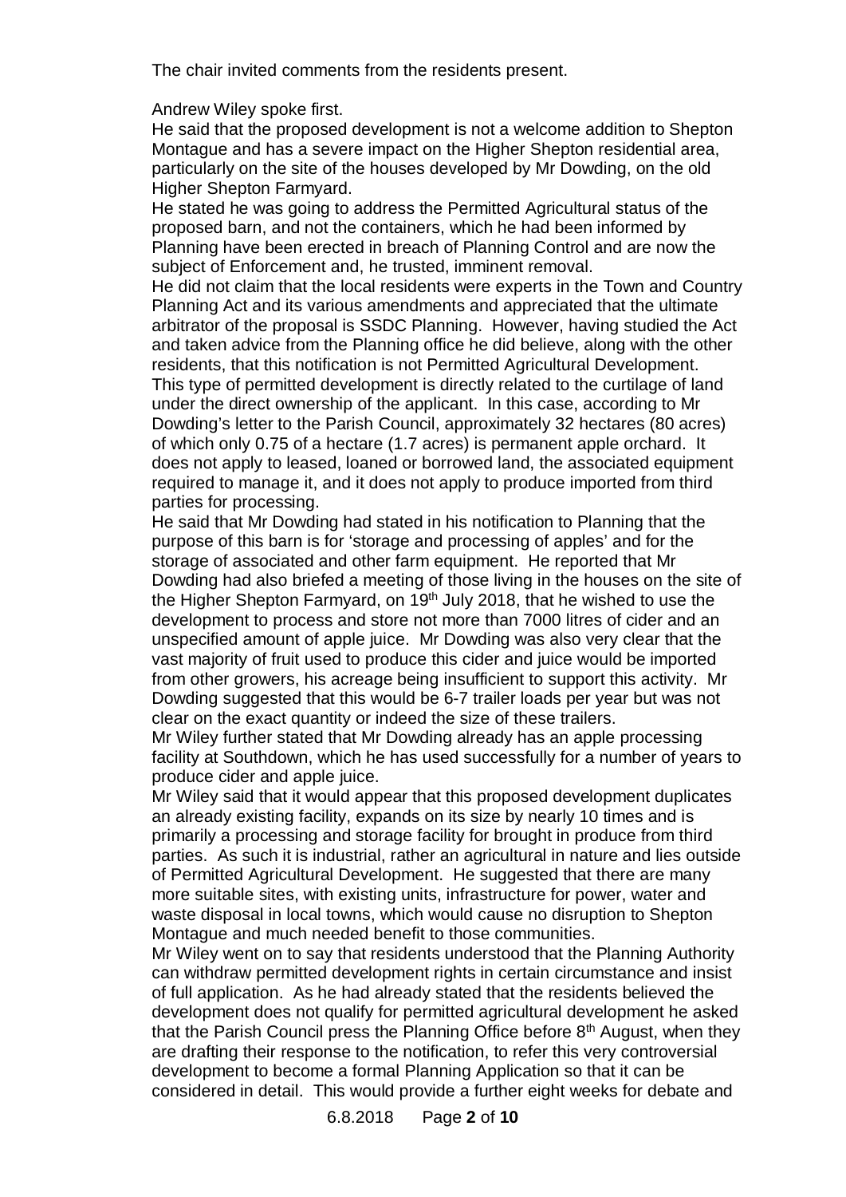The chair invited comments from the residents present.

Andrew Wiley spoke first.

He said that the proposed development is not a welcome addition to Shepton Montague and has a severe impact on the Higher Shepton residential area, particularly on the site of the houses developed by Mr Dowding, on the old Higher Shepton Farmyard.

He stated he was going to address the Permitted Agricultural status of the proposed barn, and not the containers, which he had been informed by Planning have been erected in breach of Planning Control and are now the subject of Enforcement and, he trusted, imminent removal.

He did not claim that the local residents were experts in the Town and Country Planning Act and its various amendments and appreciated that the ultimate arbitrator of the proposal is SSDC Planning. However, having studied the Act and taken advice from the Planning office he did believe, along with the other residents, that this notification is not Permitted Agricultural Development. This type of permitted development is directly related to the curtilage of land under the direct ownership of the applicant. In this case, according to Mr Dowding's letter to the Parish Council, approximately 32 hectares (80 acres) of which only 0.75 of a hectare (1.7 acres) is permanent apple orchard. It does not apply to leased, loaned or borrowed land, the associated equipment required to manage it, and it does not apply to produce imported from third parties for processing.

He said that Mr Dowding had stated in his notification to Planning that the purpose of this barn is for 'storage and processing of apples' and for the storage of associated and other farm equipment. He reported that Mr Dowding had also briefed a meeting of those living in the houses on the site of the Higher Shepton Farmyard, on 19th July 2018, that he wished to use the development to process and store not more than 7000 litres of cider and an unspecified amount of apple juice. Mr Dowding was also very clear that the vast majority of fruit used to produce this cider and juice would be imported from other growers, his acreage being insufficient to support this activity. Mr Dowding suggested that this would be 6-7 trailer loads per year but was not clear on the exact quantity or indeed the size of these trailers.

Mr Wiley further stated that Mr Dowding already has an apple processing facility at Southdown, which he has used successfully for a number of years to produce cider and apple juice.

Mr Wiley said that it would appear that this proposed development duplicates an already existing facility, expands on its size by nearly 10 times and is primarily a processing and storage facility for brought in produce from third parties. As such it is industrial, rather an agricultural in nature and lies outside of Permitted Agricultural Development. He suggested that there are many more suitable sites, with existing units, infrastructure for power, water and waste disposal in local towns, which would cause no disruption to Shepton Montague and much needed benefit to those communities.

Mr Wiley went on to say that residents understood that the Planning Authority can withdraw permitted development rights in certain circumstance and insist of full application. As he had already stated that the residents believed the development does not qualify for permitted agricultural development he asked that the Parish Council press the Planning Office before 8th August, when they are drafting their response to the notification, to refer this very controversial development to become a formal Planning Application so that it can be considered in detail. This would provide a further eight weeks for debate and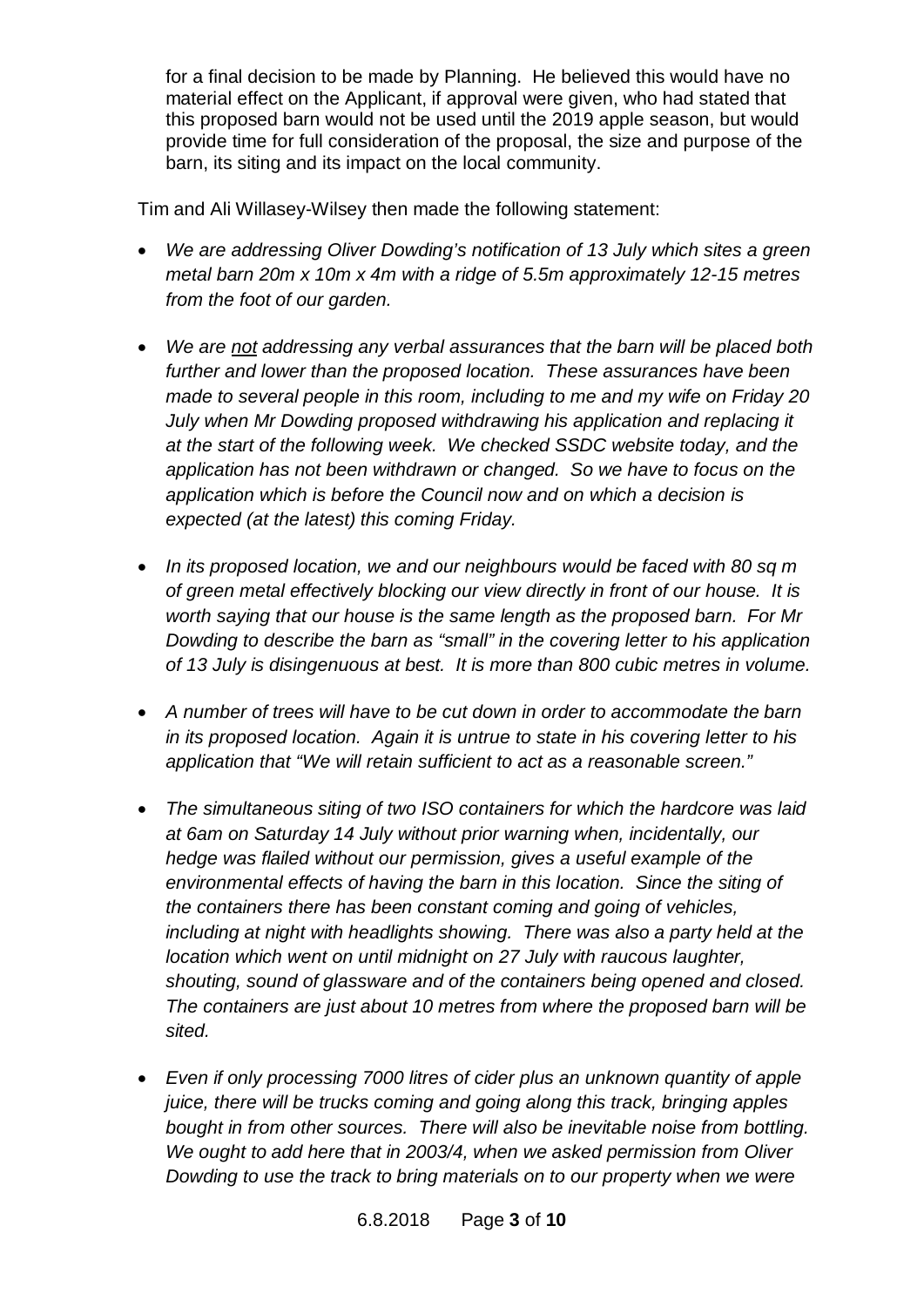for a final decision to be made by Planning. He believed this would have no material effect on the Applicant, if approval were given, who had stated that this proposed barn would not be used until the 2019 apple season, but would provide time for full consideration of the proposal, the size and purpose of the barn, its siting and its impact on the local community.

Tim and Ali Willasey-Wilsey then made the following statement:

- *We are addressing Oliver Dowding's notification of 13 July which sites a green metal barn 20m x 10m x 4m with a ridge of 5.5m approximately 12-15 metres from the foot of our garden.*
- *We are <u>not</u> addressing any verbal assurances that the barn will be placed both further and lower than the proposed location. These assurances have been made to several people in this room, including to me and my wife on Friday 20 July when Mr Dowding proposed withdrawing his application and replacing it at the start of the following week. We checked SSDC website today, and the application has not been withdrawn or changed. So we have to focus on the application which is before the Council now and on which a decision is expected (at the latest) this coming Friday.*
- *In its proposed location, we and our neighbours would be faced with 80 sq m of green metal effectively blocking our view directly in front of our house. It is worth saying that our house is the same length as the proposed barn. For Mr Dowding to describe the barn as "small" in the covering letter to his application of 13 July is disingenuous at best. It is more than 800 cubic metres in volume.*
- *A number of trees will have to be cut down in order to accommodate the barn in its proposed location. Again it is untrue to state in his covering letter to his application that "We will retain sufficient to act as a reasonable screen."*
- *The simultaneous siting of two ISO containers for which the hardcore was laid at 6am on Saturday 14 July without prior warning when, incidentally, our hedge was flailed without our permission, gives a useful example of the environmental effects of having the barn in this location. Since the siting of the containers there has been constant coming and going of vehicles, including at night with headlights showing. There was also a party held at the location which went on until midnight on 27 July with raucous laughter, shouting, sound of glassware and of the containers being opened and closed. The containers are just about 10 metres from where the proposed barn will be sited.*
- *Even if only processing 7000 litres of cider plus an unknown quantity of apple juice, there will be trucks coming and going along this track, bringing apples bought in from other sources. There will also be inevitable noise from bottling. We ought to add here that in 2003/4, when we asked permission from Oliver Dowding to use the track to bring materials on to our property when we were*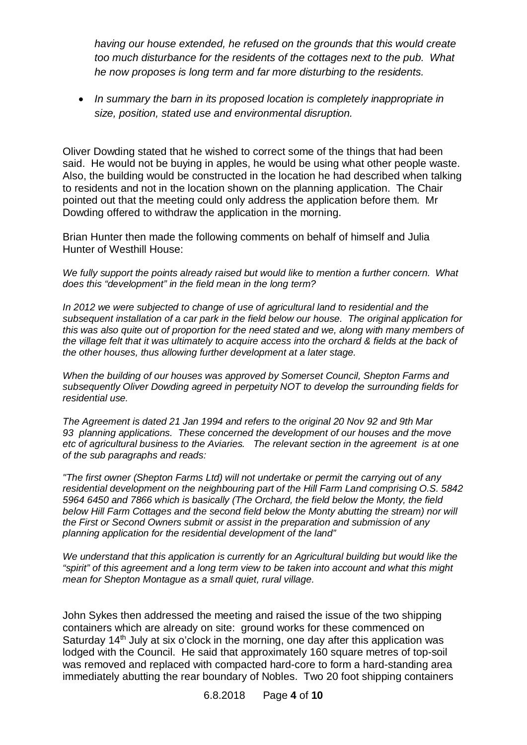*having our house extended, he refused on the grounds that this would create too much disturbance for the residents of the cottages next to the pub. What he now proposes is long term and far more disturbing to the residents.*

- *In summary the barn in its proposed location is completely inappropriate in size, position, stated use and environmental disruption.*

Oliver Dowding stated that he wished to correct some of the things that had been said. He would not be buying in apples, he would be using what other people waste. Also, the building would be constructed in the location he had described when talking to residents and not in the location shown on the planning application. The Chair pointed out that the meeting could only address the application before them. Mr Dowding offered to withdraw the application in the morning.

Brian Hunter then made the following comments on behalf of himself and Julia Hunter of Westhill House:

*We fully support the points already raised but would like to mention a further concern. What does this "development" in the field mean in the long term?*

*In 2012 we were subjected to change of use of agricultural land to residential and the subsequent installation of a car park in the field below our house. The original application for this was also quite out of proportion for the need stated and we, along with many members of the village felt that it was ultimately to acquire access into the orchard & fields at the back of the other houses, thus allowing further development at a later stage.*

*When the building of our houses was approved by Somerset Council, Shepton Farms and subsequently Oliver Dowding agreed in perpetuity NOT to develop the surrounding fields for residential use.*

*The Agreement is dated 21 Jan 1994 and refers to the original 20 Nov 92 and 9th Mar 93 planning applications. These concerned the development of our houses and the move etc of agricultural business to the Aviaries. The relevant section in the agreement is at one of the sub paragraphs and reads:*

*"The first owner (Shepton Farms Ltd) will not undertake or permit the carrying out of any residential development on the neighbouring part of the Hill Farm Land comprising O.S. 5842 5964 6450 and 7866 which is basically (The Orchard, the field below the Monty, the field below Hill Farm Cottages and the second field below the Monty abutting the stream) nor will the First or Second Owners submit or assist in the preparation and submission of any planning application for the residential development of the land"*

*We understand that this application is currently for an Agricultural building but would like the "spirit" of this agreement and a long term view to be taken into account and what this might mean for Shepton Montague as a small quiet, rural village.*

John Sykes then addressed the meeting and raised the issue of the two shipping containers which are already on site: ground works for these commenced on Saturday 14th July at six o'clock in the morning, one day after this application was lodged with the Council. He said that approximately 160 square metres of top-soil was removed and replaced with compacted hard-core to form a hard-standing area immediately abutting the rear boundary of Nobles. Two 20 foot shipping containers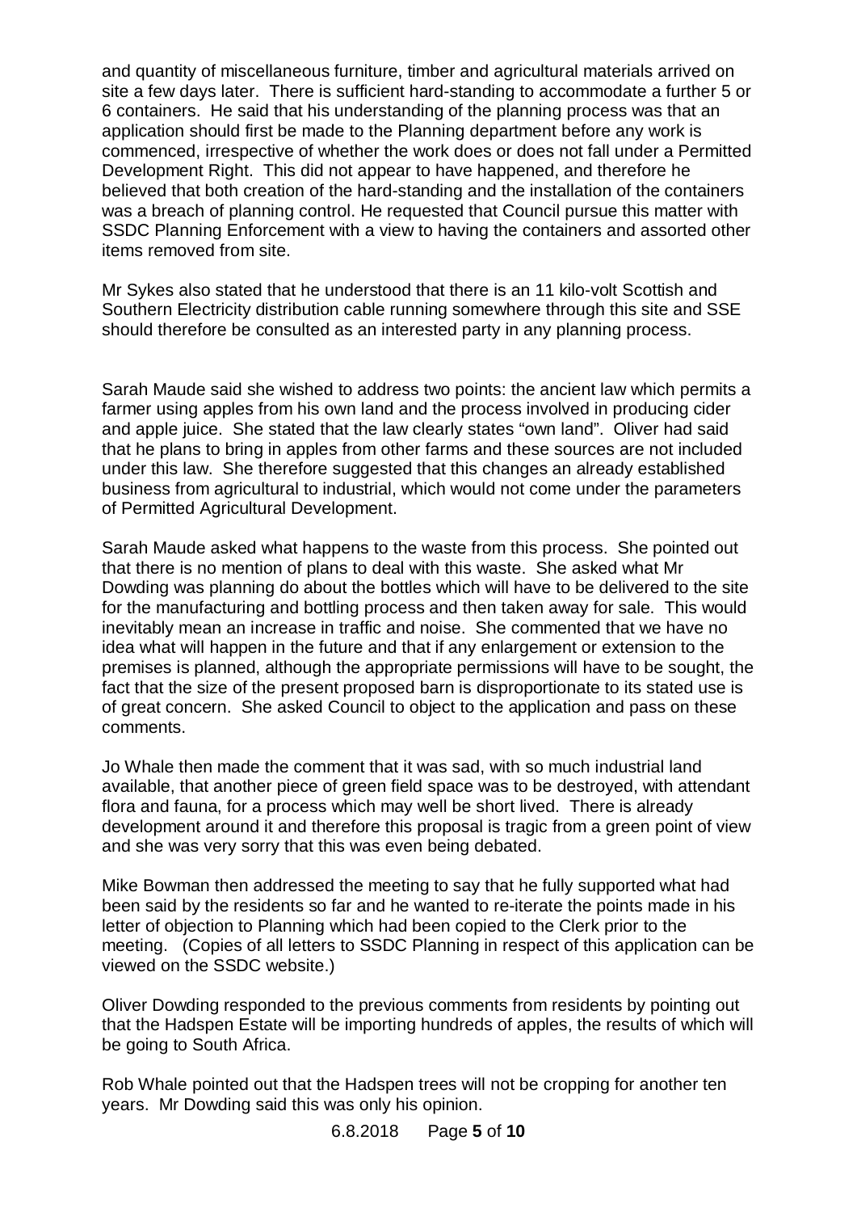and quantity of miscellaneous furniture, timber and agricultural materials arrived on site a few days later. There is sufficient hard-standing to accommodate a further 5 or 6 containers. He said that his understanding of the planning process was that an application should first be made to the Planning department before any work is commenced, irrespective of whether the work does or does not fall under a Permitted Development Right. This did not appear to have happened, and therefore he believed that both creation of the hard-standing and the installation of the containers was a breach of planning control. He requested that Council pursue this matter with SSDC Planning Enforcement with a view to having the containers and assorted other items removed from site.

Mr Sykes also stated that he understood that there is an 11 kilo-volt Scottish and Southern Electricity distribution cable running somewhere through this site and SSE should therefore be consulted as an interested party in any planning process.

Sarah Maude said she wished to address two points: the ancient law which permits a farmer using apples from his own land and the process involved in producing cider and apple juice. She stated that the law clearly states "own land". Oliver had said that he plans to bring in apples from other farms and these sources are not included under this law. She therefore suggested that this changes an already established business from agricultural to industrial, which would not come under the parameters of Permitted Agricultural Development.

Sarah Maude asked what happens to the waste from this process. She pointed out that there is no mention of plans to deal with this waste. She asked what Mr Dowding was planning do about the bottles which will have to be delivered to the site for the manufacturing and bottling process and then taken away for sale. This would inevitably mean an increase in traffic and noise. She commented that we have no idea what will happen in the future and that if any enlargement or extension to the premises is planned, although the appropriate permissions will have to be sought, the fact that the size of the present proposed barn is disproportionate to its stated use is of great concern. She asked Council to object to the application and pass on these comments.

Jo Whale then made the comment that it was sad, with so much industrial land available, that another piece of green field space was to be destroyed, with attendant flora and fauna, for a process which may well be short lived. There is already development around it and therefore this proposal is tragic from a green point of view and she was very sorry that this was even being debated.

Mike Bowman then addressed the meeting to say that he fully supported what had been said by the residents so far and he wanted to re-iterate the points made in his letter of objection to Planning which had been copied to the Clerk prior to the meeting. (Copies of all letters to SSDC Planning in respect of this application can be viewed on the SSDC website.)

Oliver Dowding responded to the previous comments from residents by pointing out that the Hadspen Estate will be importing hundreds of apples, the results of which will be going to South Africa.

Rob Whale pointed out that the Hadspen trees will not be cropping for another ten years. Mr Dowding said this was only his opinion.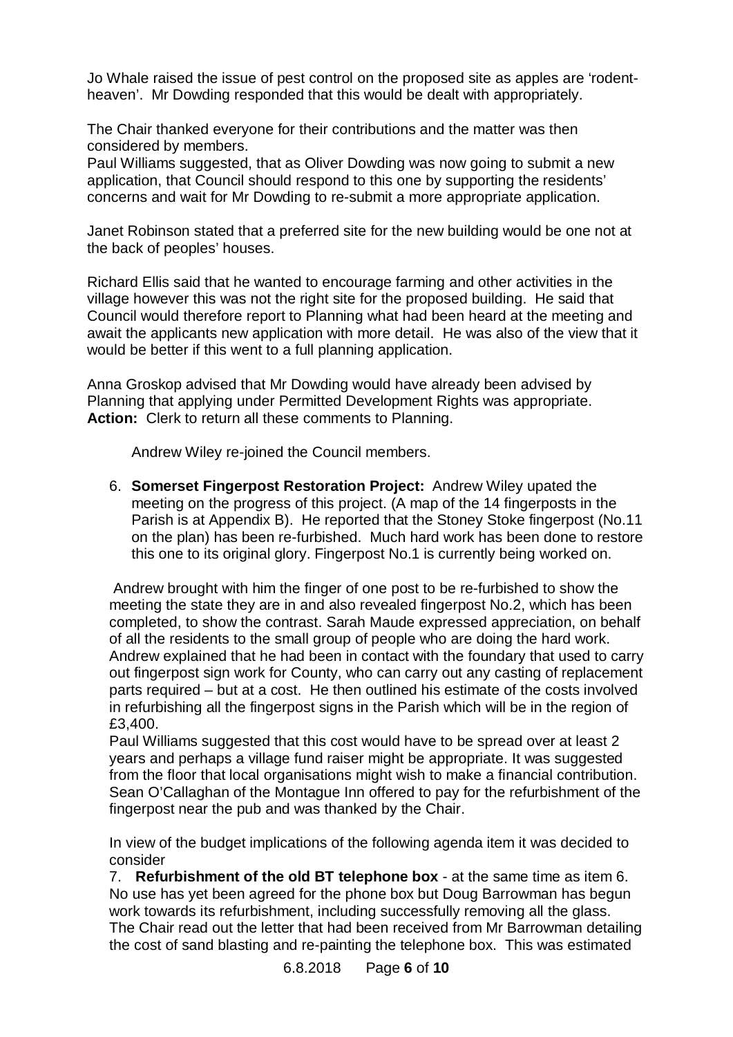Jo Whale raised the issue of pest control on the proposed site as apples are 'rodent-heaven'. Mr Dowding responded that this would be dealt with appropriately.

The Chair thanked everyone for their contributions and the matter was then considered by members.
Paul Williams suggested, that as Oliver Dowding was now going to submit a new application, that Council should respond to this one by supporting the residents' concerns and wait for Mr Dowding to re-submit a more appropriate application.

Janet Robinson stated that a preferred site for the new building would be one not at the back of peoples' houses.

Richard Ellis said that he wanted to encourage farming and other activities in the village however this was not the right site for the proposed building. He said that Council would therefore report to Planning what had been heard at the meeting and await the applicants new application with more detail. He was also of the view that it would be better if this went to a full planning application.

Anna Groskop advised that Mr Dowding would have already been advised by Planning that applying under Permitted Development Rights was appropriate.
**Action:** Clerk to return all these comments to Planning.

Andrew Wiley re-joined the Council members.

6. **Somerset Fingerpost Restoration Project:** Andrew Wiley upated the meeting on the progress of this project. (A map of the 14 fingerposts in the Parish is at Appendix B). He reported that the Stoney Stoke fingerpost (No.11 on the plan) has been re-furbished. Much hard work has been done to restore this one to its original glory. Fingerpost No.1 is currently being worked on.

Andrew brought with him the finger of one post to be re-furbished to show the meeting the state they are in and also revealed fingerpost No.2, which has been completed, to show the contrast. Sarah Maude expressed appreciation, on behalf of all the residents to the small group of people who are doing the hard work. Andrew explained that he had been in contact with the foundary that used to carry out fingerpost sign work for County, who can carry out any casting of replacement parts required – but at a cost. He then outlined his estimate of the costs involved in refurbishing all the fingerpost signs in the Parish which will be in the region of £3,400.
Paul Williams suggested that this cost would have to be spread over at least 2 years and perhaps a village fund raiser might be appropriate. It was suggested from the floor that local organisations might wish to make a financial contribution. Sean O'Callaghan of the Montague Inn offered to pay for the refurbishment of the fingerpost near the pub and was thanked by the Chair.

In view of the budget implications of the following agenda item it was decided to consider

7. **Refurbishment of the old BT telephone box** - at the same time as item 6. No use has yet been agreed for the phone box but Doug Barrowman has begun work towards its refurbishment, including successfully removing all the glass. The Chair read out the letter that had been received from Mr Barrowman detailing the cost of sand blasting and re-painting the telephone box. This was estimated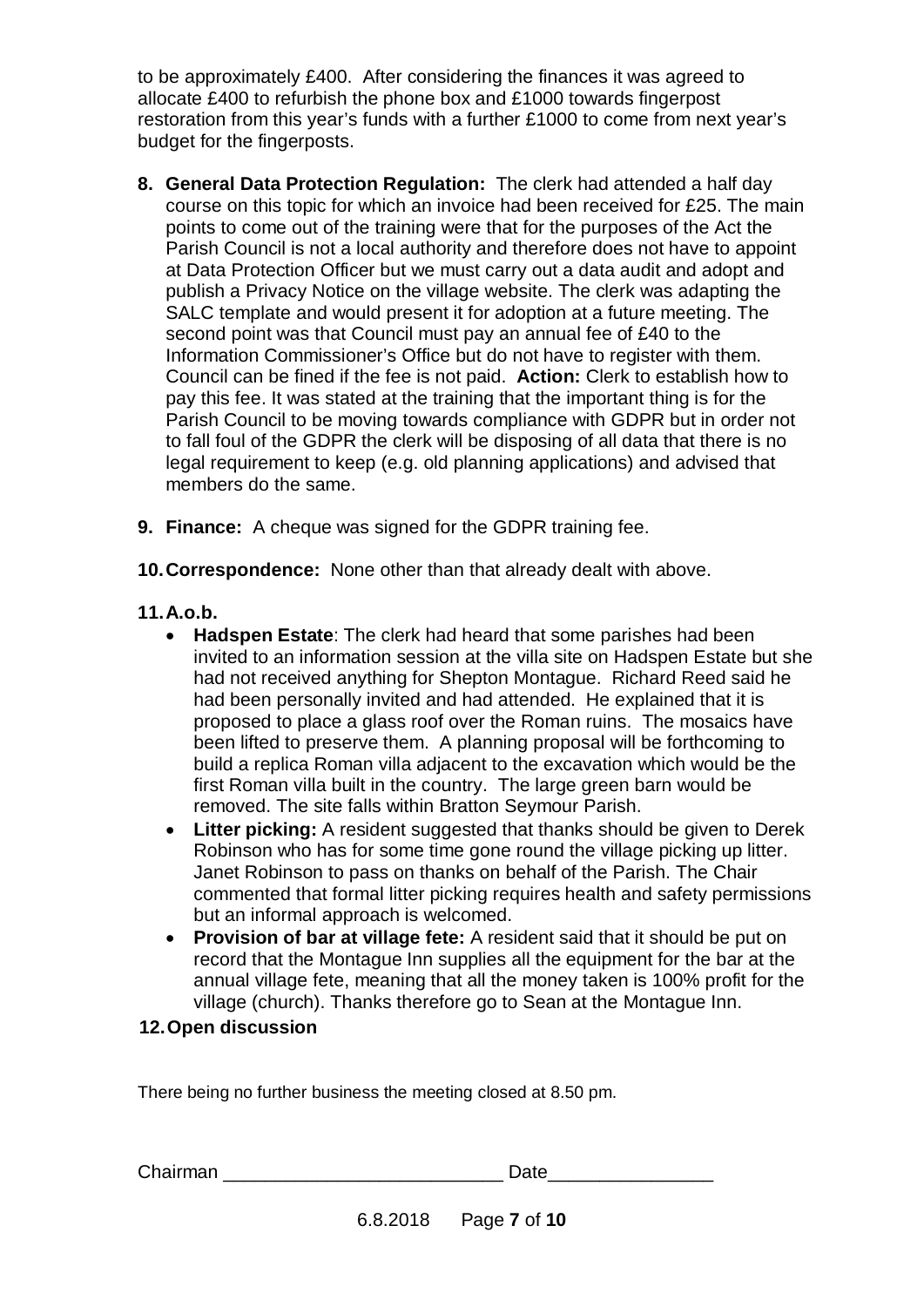to be approximately £400. After considering the finances it was agreed to allocate £400 to refurbish the phone box and £1000 towards fingerpost restoration from this year's funds with a further £1000 to come from next year's budget for the fingerposts.

8. **General Data Protection Regulation:** The clerk had attended a half day course on this topic for which an invoice had been received for £25. The main points to come out of the training were that for the purposes of the Act the Parish Council is not a local authority and therefore does not have to appoint at Data Protection Officer but we must carry out a data audit and adopt and publish a Privacy Notice on the village website. The clerk was adapting the SALC template and would present it for adoption at a future meeting. The second point was that Council must pay an annual fee of £40 to the Information Commissioner's Office but do not have to register with them. Council can be fined if the fee is not paid. **Action:** Clerk to establish how to pay this fee. It was stated at the training that the important thing is for the Parish Council to be moving towards compliance with GDPR but in order not to fall foul of the GDPR the clerk will be disposing of all data that there is no legal requirement to keep (e.g. old planning applications) and advised that members do the same.

9. **Finance:** A cheque was signed for the GDPR training fee.

10. **Correspondence:** None other than that already dealt with above.

11. **A.o.b.**
    - **Hadspen Estate**: The clerk had heard that some parishes had been invited to an information session at the villa site on Hadspen Estate but she had not received anything for Shepton Montague. Richard Reed said he had been personally invited and had attended. He explained that it is proposed to place a glass roof over the Roman ruins. The mosaics have been lifted to preserve them. A planning proposal will be forthcoming to build a replica Roman villa adjacent to the excavation which would be the first Roman villa built in the country. The large green barn would be removed. The site falls within Bratton Seymour Parish.
    - **Litter picking:** A resident suggested that thanks should be given to Derek Robinson who has for some time gone round the village picking up litter. Janet Robinson to pass on thanks on behalf of the Parish. The Chair commented that formal litter picking requires health and safety permissions but an informal approach is welcomed.
    - **Provision of bar at village fete:** A resident said that it should be put on record that the Montague Inn supplies all the equipment for the bar at the annual village fete, meaning that all the money taken is 100% profit for the village (church). Thanks therefore go to Sean at the Montague Inn.

12. **Open discussion**

There being no further business the meeting closed at 8.50 pm.

Chairman ___________________________ Date________________

6.8.2018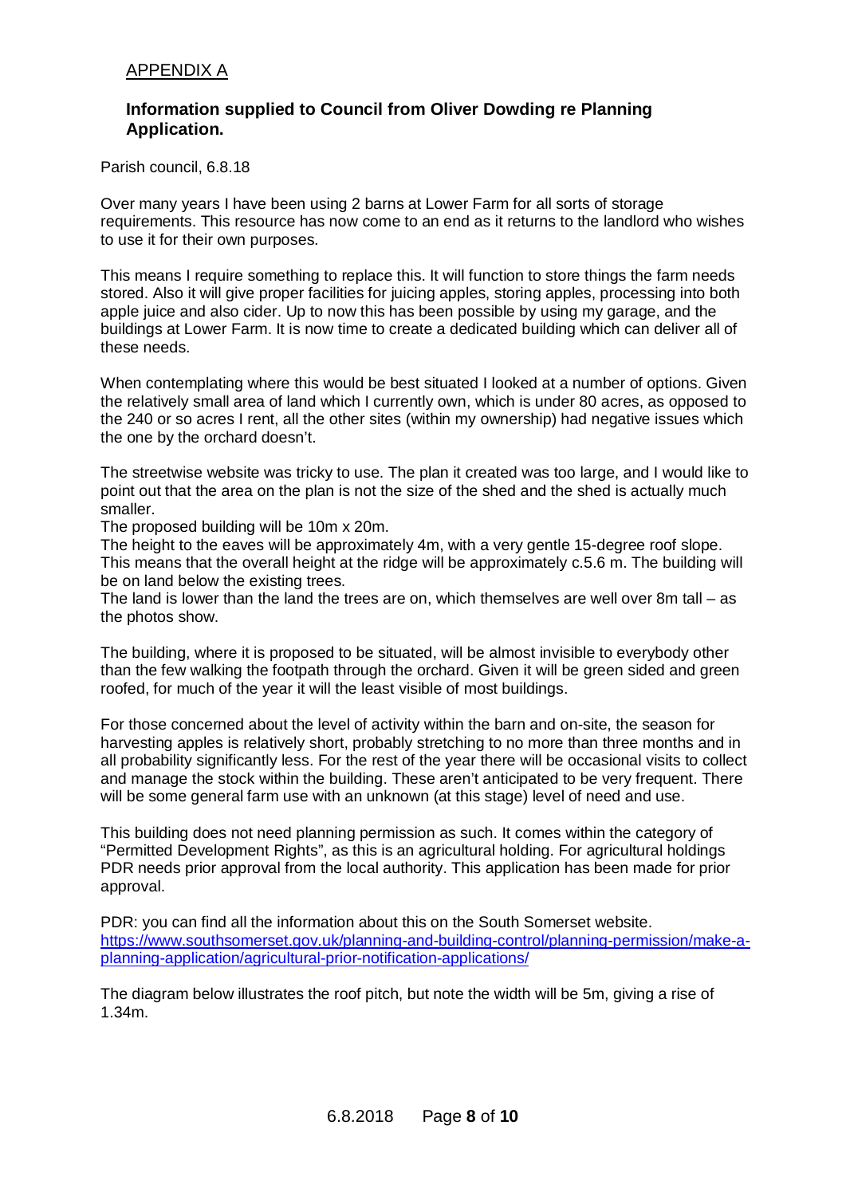## APPENDIX A

### **Information supplied to Council from Oliver Dowding re Planning Application.**

Parish council, 6.8.18

Over many years I have been using 2 barns at Lower Farm for all sorts of storage requirements. This resource has now come to an end as it returns to the landlord who wishes to use it for their own purposes.

This means I require something to replace this. It will function to store things the farm needs stored. Also it will give proper facilities for juicing apples, storing apples, processing into both apple juice and also cider. Up to now this has been possible by using my garage, and the buildings at Lower Farm. It is now time to create a dedicated building which can deliver all of these needs.

When contemplating where this would be best situated I looked at a number of options. Given the relatively small area of land which I currently own, which is under 80 acres, as opposed to the 240 or so acres I rent, all the other sites (within my ownership) had negative issues which the one by the orchard doesn't.

The streetwise website was tricky to use. The plan it created was too large, and I would like to point out that the area on the plan is not the size of the shed and the shed is actually much smaller.

The proposed building will be 10m x 20m.

The height to the eaves will be approximately 4m, with a very gentle 15-degree roof slope. This means that the overall height at the ridge will be approximately c.5.6 m. The building will be on land below the existing trees.

The land is lower than the land the trees are on, which themselves are well over 8m tall – as the photos show.

The building, where it is proposed to be situated, will be almost invisible to everybody other than the few walking the footpath through the orchard. Given it will be green sided and green roofed, for much of the year it will the least visible of most buildings.

For those concerned about the level of activity within the barn and on-site, the season for harvesting apples is relatively short, probably stretching to no more than three months and in all probability significantly less. For the rest of the year there will be occasional visits to collect and manage the stock within the building. These aren't anticipated to be very frequent. There will be some general farm use with an unknown (at this stage) level of need and use.

This building does not need planning permission as such. It comes within the category of "Permitted Development Rights", as this is an agricultural holding. For agricultural holdings PDR needs prior approval from the local authority. This application has been made for prior approval.

PDR: you can find all the information about this on the South Somerset website. [https://www.southsomerset.gov.uk/planning-and-building-control/planning-permission/make-a-planning-application/agricultural-prior-notification-applications/](https://www.southsomerset.gov.uk/planning-and-building-control/planning-permission/make-a-planning-application/agricultural-prior-notification-applications/)

The diagram below illustrates the roof pitch, but note the width will be 5m, giving a rise of 1.34m.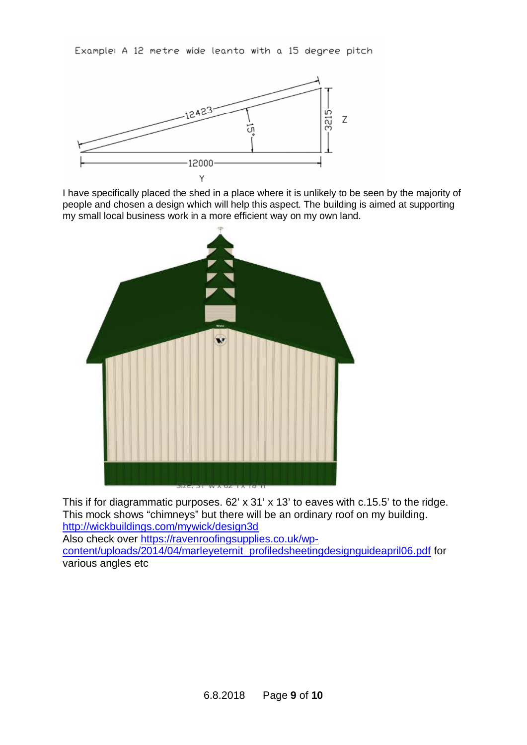Example: A 12 metre wide leanto with a 15 degree pitch

I have specifically placed the shed in a place where it is unlikely to be seen by the majority of people and chosen a design which will help this aspect. The building is aimed at supporting my small local business work in a more efficient way on my own land.

This if for diagrammatic purposes. 62' x 31' x 13' to eaves with c.15.5' to the ridge. This mock shows "chimneys" but there will be an ordinary roof on my building.
[http://wickbuildings.com/mywick/design3d](http://wickbuildings.com/mywick/design3d)
Also check over [https://ravenroofingsupplies.co.uk/wp-content/uploads/2014/04/marleyeternit_profiledsheetingdesignguideapril06.pdf](https://ravenroofingsupplies.co.uk/wp-content/uploads/2014/04/marleyeternit_profiledsheetingdesignguideapril06.pdf) for various angles etc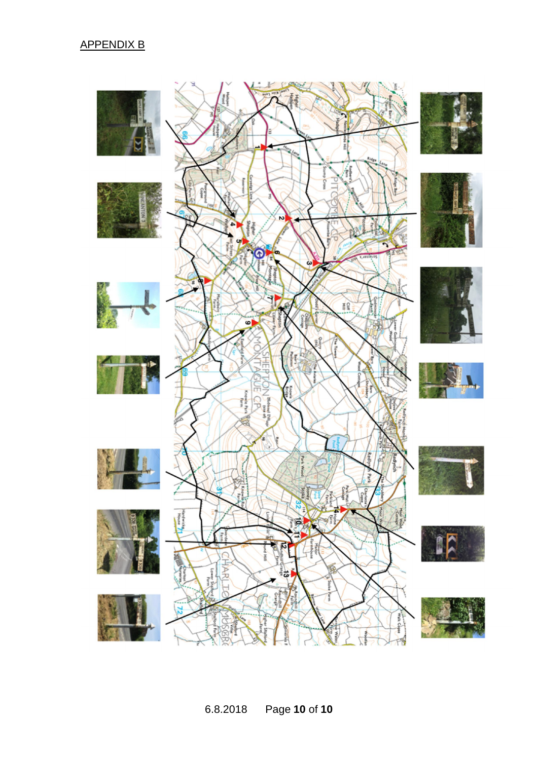APPENDIX B